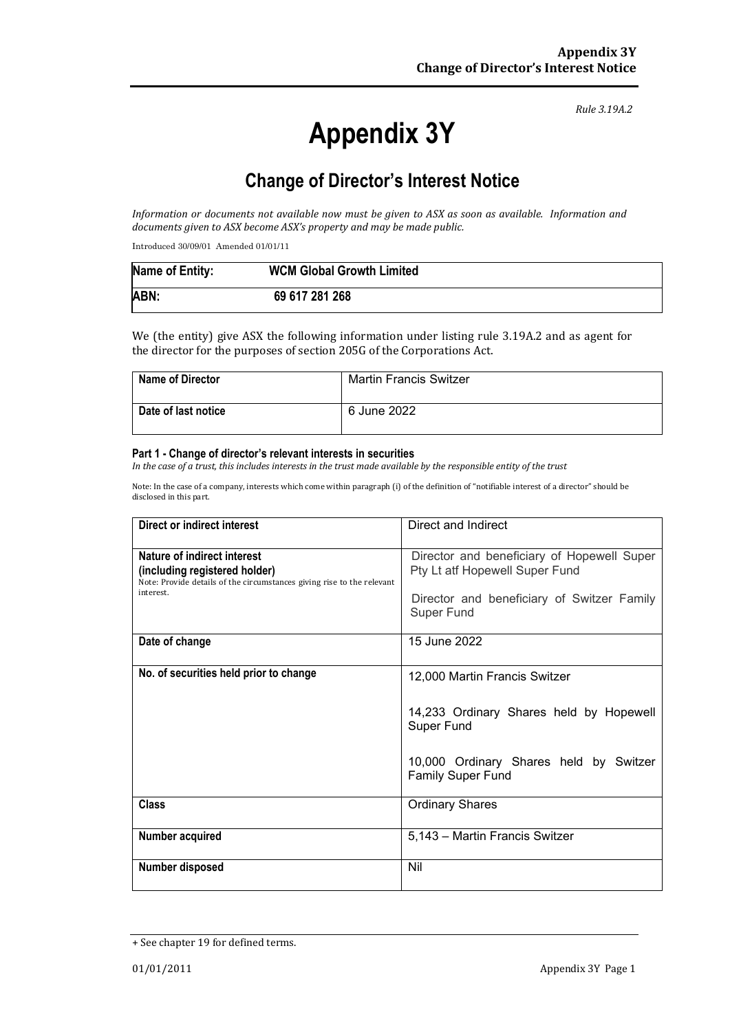*Rule 3.19A.2*

# Appendix 3Y

## Change of Director's Interest Notice

*Information or documents not available now must be given to ASX as soon as available. Information and documents given to ASX become ASX's property and may be made public.*

Introduced 30/09/01 Amended 01/01/11

| Name of Entity: | WCM Global Growth Limited |
|---|---|
| ABN: | 69 617 281 268 |

We (the entity) give ASX the following information under listing rule 3.19A.2 and as agent for the director for the purposes of section 205G of the Corporations Act.

| Name of Director | Martin Francis Switzer |
|---|---|
| Date of last notice | 6 June 2022 |

#### Part 1 - Change of director's relevant interests in securities

*In the case of a trust, this includes interests in the trust made available by the responsible entity of the trust*

Note: In the case of a company, interests which come within paragraph (i) of the definition of "notifiable interest of a director" should be disclosed in this part.

| Direct or indirect interest | Direct and Indirect |
|---|---|
| **Nature of indirect interest (including registered holder)**<br>Note: Provide details of the circumstances giving rise to the relevant interest. | Director and beneficiary of Hopewell Super Pty Lt atf Hopewell Super Fund<br><br>Director and beneficiary of Switzer Family Super Fund |
| **Date of change** | 15 June 2022 |
| **No. of securities held prior to change** | 12,000 Martin Francis Switzer<br><br>14,233 Ordinary Shares held by Hopewell Super Fund<br><br>10,000 Ordinary Shares held by Switzer Family Super Fund |
| **Class** | Ordinary Shares |
| **Number acquired** | 5,143 – Martin Francis Switzer |
| **Number disposed** | Nil |

+ See chapter 19 for defined terms.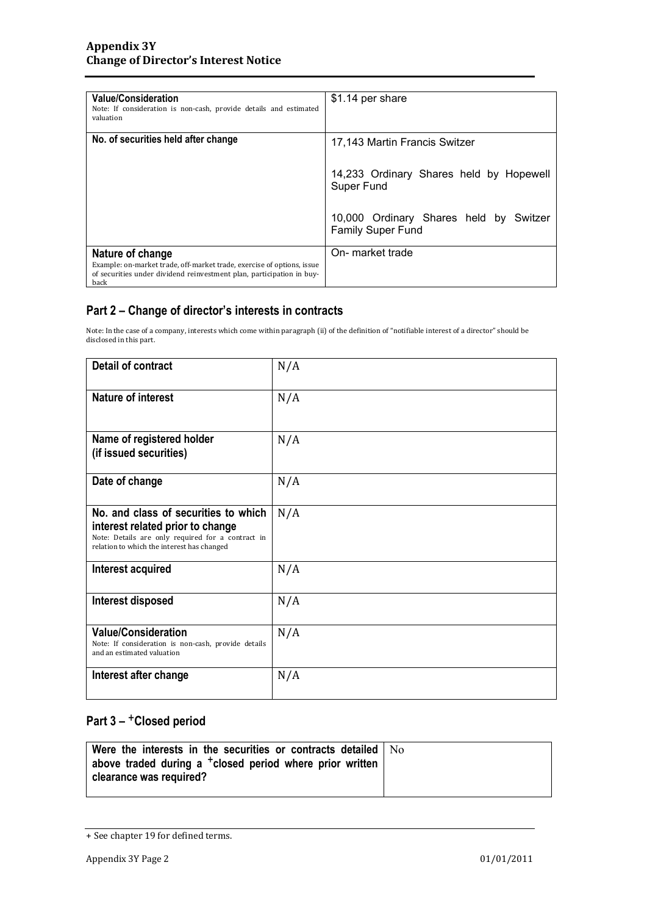| Value/Consideration<br>Note: If consideration is non-cash, provide details and estimated valuation | $1.14 per share |
|---|---|
| No. of securities held after change | 17,143 Martin Francis Switzer<br><br>14,233 Ordinary Shares held by Hopewell Super Fund<br><br>10,000 Ordinary Shares held by Switzer Family Super Fund |
| Nature of change<br>Example: on-market trade, off-market trade, exercise of options, issue of securities under dividend reinvestment plan, participation in buy-back | On- market trade |

## Part 2 – Change of director's interests in contracts

Note: In the case of a company, interests which come within paragraph (ii) of the definition of "notifiable interest of a director" should be disclosed in this part.

| Detail of contract | N/A |
|---|---|
| Nature of interest | N/A |
| Name of registered holder (if issued securities) | N/A |
| Date of change | N/A |
| No. and class of securities to which interest related prior to change<br>Note: Details are only required for a contract in relation to which the interest has changed | N/A |
| Interest acquired | N/A |
| Interest disposed | N/A |
| Value/Consideration<br>Note: If consideration is non-cash, provide details and an estimated valuation | N/A |
| Interest after change | N/A |

## Part 3 – +Closed period

| Were the interests in the securities or contracts detailed above traded during a +closed period where prior written clearance was required? | No |
|---|---|

+ See chapter 19 for defined terms.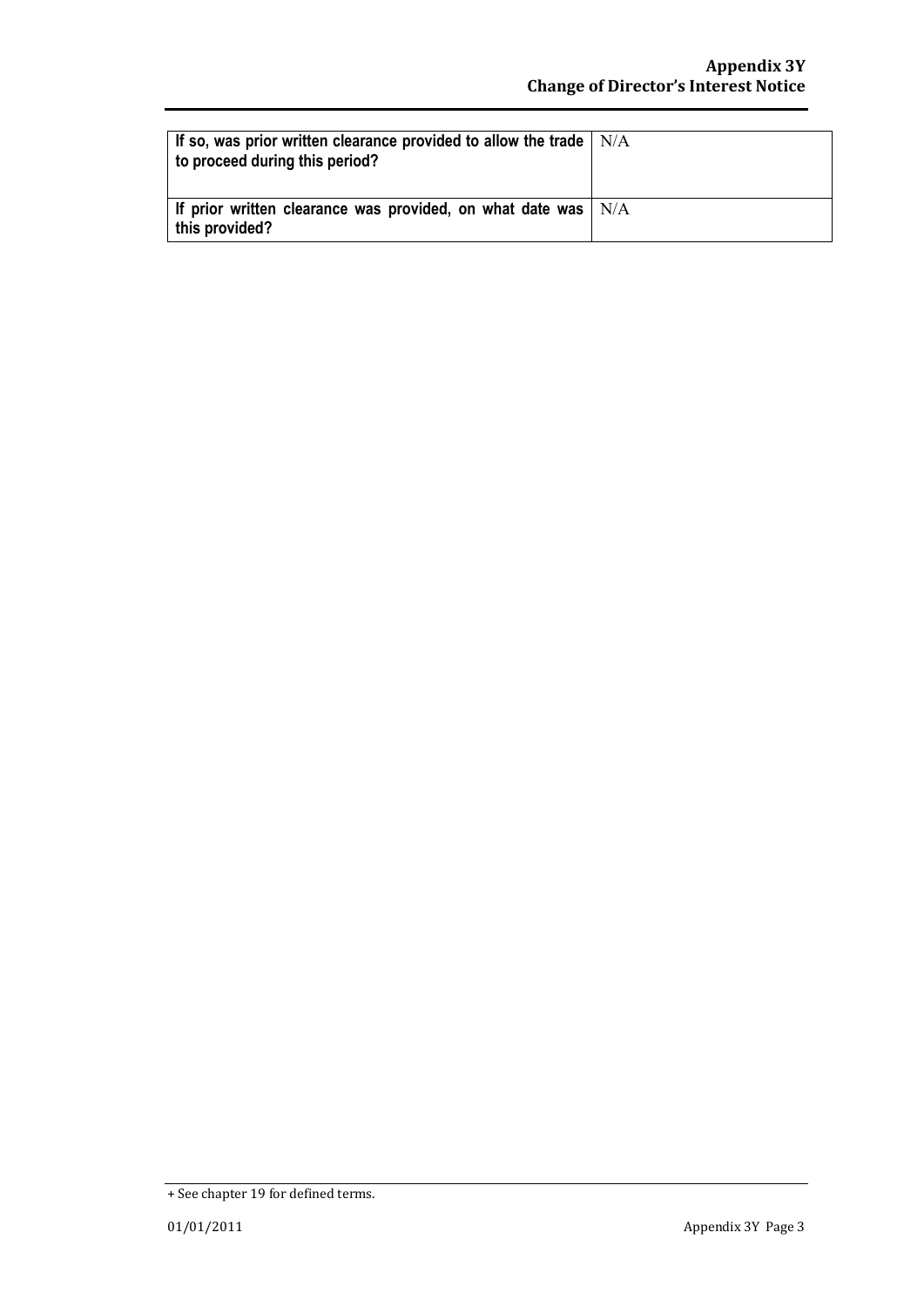| | |
|---|---|
| **If so, was prior written clearance provided to allow the trade to proceed during this period?** | N/A |
| **If prior written clearance was provided, on what date was this provided?** | N/A |

+ See chapter 19 for defined terms.